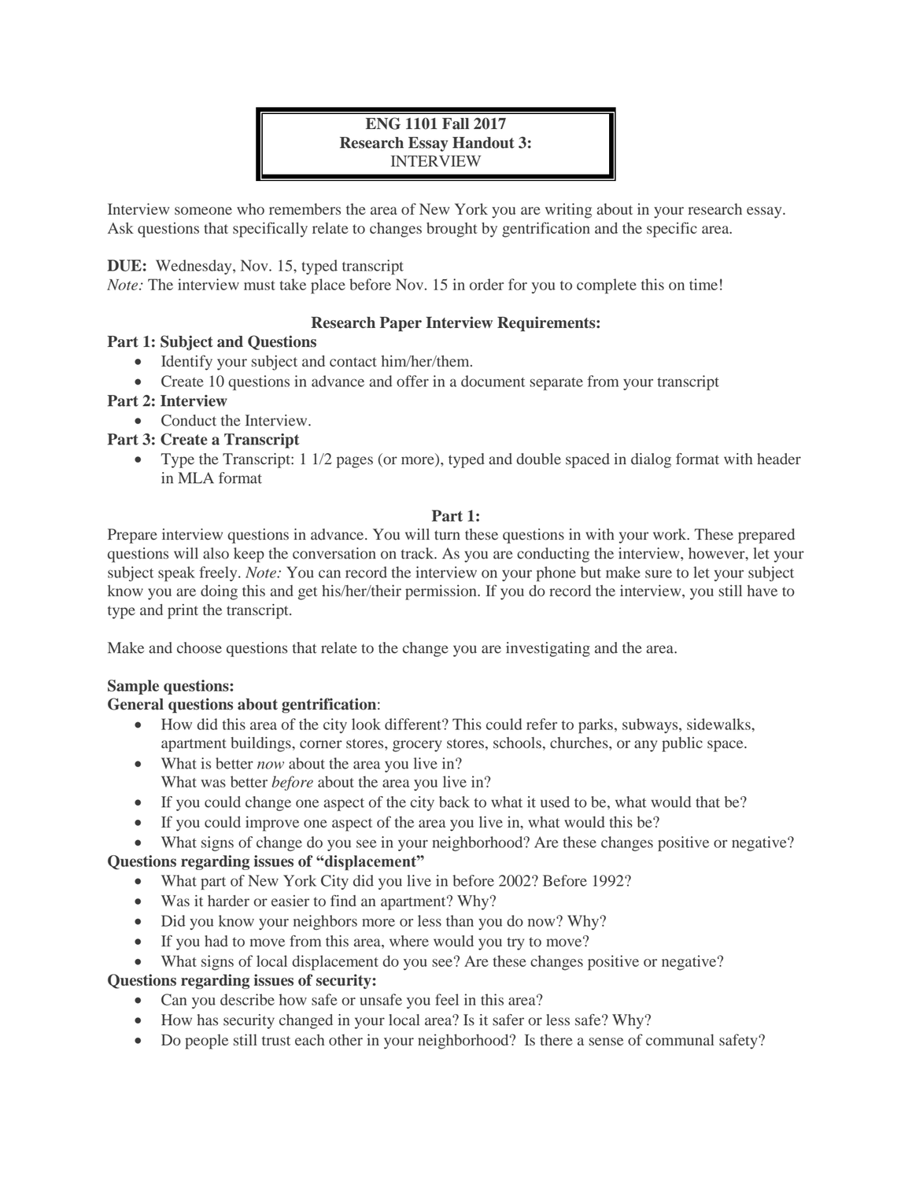**ENG 1101 Fall 2017**
**Research Essay Handout 3:**
INTERVIEW

Interview someone who remembers the area of New York you are writing about in your research essay. Ask questions that specifically relate to changes brought by gentrification and the specific area.

**DUE:** Wednesday, Nov. 15, typed transcript
*Note:* The interview must take place before Nov. 15 in order for you to complete this on time!

**Research Paper Interview Requirements:**

**Part 1: Subject and Questions**

- Identify your subject and contact him/her/them.
- Create 10 questions in advance and offer in a document separate from your transcript

**Part 2: Interview**

- Conduct the Interview.

**Part 3: Create a Transcript**

- Type the Transcript: 1 1/2 pages (or more), typed and double spaced in dialog format with header in MLA format

**Part 1:**

Prepare interview questions in advance. You will turn these questions in with your work. These prepared questions will also keep the conversation on track. As you are conducting the interview, however, let your subject speak freely. *Note:* You can record the interview on your phone but make sure to let your subject know you are doing this and get his/her/their permission. If you do record the interview, you still have to type and print the transcript.

Make and choose questions that relate to the change you are investigating and the area.

**Sample questions:**

**General questions about gentrification**:

- How did this area of the city look different? This could refer to parks, subways, sidewalks, apartment buildings, corner stores, grocery stores, schools, churches, or any public space.
- What is better *now* about the area you live in?
  What was better *before* about the area you live in?
- If you could change one aspect of the city back to what it used to be, what would that be?
- If you could improve one aspect of the area you live in, what would this be?
- What signs of change do you see in your neighborhood? Are these changes positive or negative?

**Questions regarding issues of "displacement"**

- What part of New York City did you live in before 2002? Before 1992?
- Was it harder or easier to find an apartment? Why?
- Did you know your neighbors more or less than you do now? Why?
- If you had to move from this area, where would you try to move?
- What signs of local displacement do you see? Are these changes positive or negative?

**Questions regarding issues of security:**

- Can you describe how safe or unsafe you feel in this area?
- How has security changed in your local area? Is it safer or less safe? Why?
- Do people still trust each other in your neighborhood? Is there a sense of communal safety?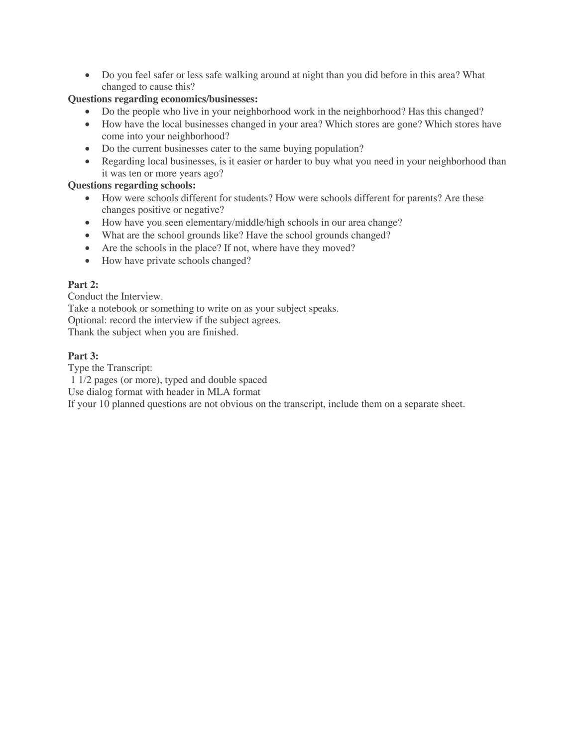- Do you feel safer or less safe walking around at night than you did before in this area? What changed to cause this?

**Questions regarding economics/businesses:**

- Do the people who live in your neighborhood work in the neighborhood? Has this changed?
- How have the local businesses changed in your area? Which stores are gone? Which stores have come into your neighborhood?
- Do the current businesses cater to the same buying population?
- Regarding local businesses, is it easier or harder to buy what you need in your neighborhood than it was ten or more years ago?

**Questions regarding schools:**

- How were schools different for students? How were schools different for parents? Are these changes positive or negative?
- How have you seen elementary/middle/high schools in our area change?
- What are the school grounds like? Have the school grounds changed?
- Are the schools in the place? If not, where have they moved?
- How have private schools changed?

**Part 2:**

Conduct the Interview.
Take a notebook or something to write on as your subject speaks.
Optional: record the interview if the subject agrees.
Thank the subject when you are finished.

**Part 3:**

Type the Transcript:
1 1/2 pages (or more), typed and double spaced
Use dialog format with header in MLA format
If your 10 planned questions are not obvious on the transcript, include them on a separate sheet.